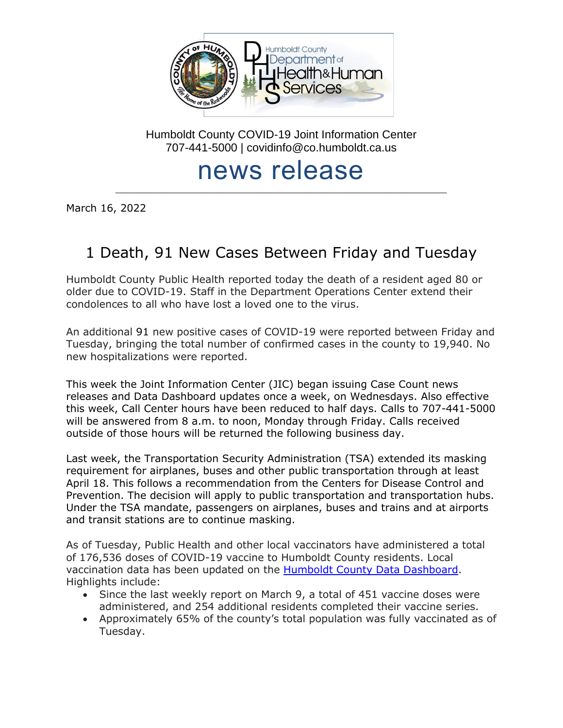Humboldt County COVID-19 Joint Information Center
707-441-5000 | covidinfo@co.humboldt.ca.us

# news release

March 16, 2022

## 1 Death, 91 New Cases Between Friday and Tuesday

Humboldt County Public Health reported today the death of a resident aged 80 or older due to COVID-19. Staff in the Department Operations Center extend their condolences to all who have lost a loved one to the virus.

An additional 91 new positive cases of COVID-19 were reported between Friday and Tuesday, bringing the total number of confirmed cases in the county to 19,940. No new hospitalizations were reported.

This week the Joint Information Center (JIC) began issuing Case Count news releases and Data Dashboard updates once a week, on Wednesdays. Also effective this week, Call Center hours have been reduced to half days. Calls to 707-441-5000 will be answered from 8 a.m. to noon, Monday through Friday. Calls received outside of those hours will be returned the following business day.

Last week, the Transportation Security Administration (TSA) extended its masking requirement for airplanes, buses and other public transportation through at least April 18. This follows a recommendation from the Centers for Disease Control and Prevention. The decision will apply to public transportation and transportation hubs. Under the TSA mandate, passengers on airplanes, buses and trains and at airports and transit stations are to continue masking.

As of Tuesday, Public Health and other local vaccinators have administered a total of 176,536 doses of COVID-19 vaccine to Humboldt County residents. Local vaccination data has been updated on the [Humboldt County Data Dashboard](). Highlights include:

- Since the last weekly report on March 9, a total of 451 vaccine doses were administered, and 254 additional residents completed their vaccine series.
- Approximately 65% of the county's total population was fully vaccinated as of Tuesday.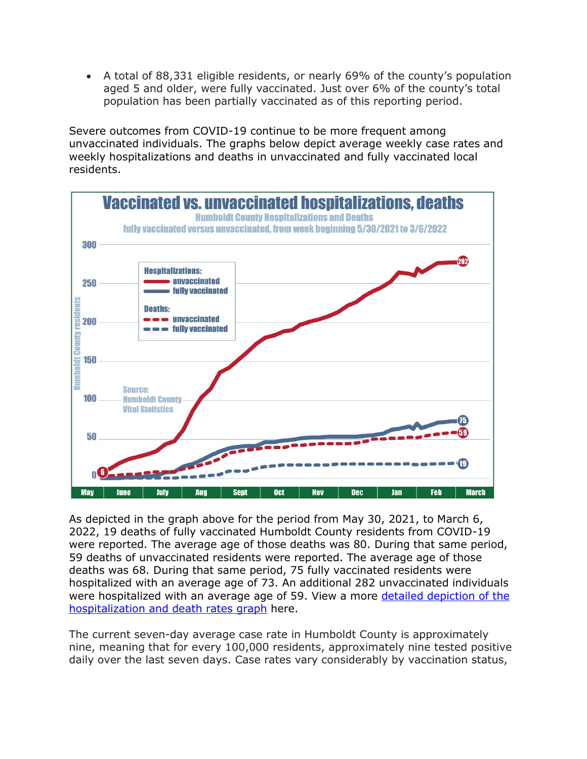- A total of 88,331 eligible residents, or nearly 69% of the county's population aged 5 and older, were fully vaccinated. Just over 6% of the county's total population has been partially vaccinated as of this reporting period.

Severe outcomes from COVID-19 continue to be more frequent among unvaccinated individuals. The graphs below depict average weekly case rates and weekly hospitalizations and deaths in unvaccinated and fully vaccinated local residents.

As depicted in the graph above for the period from May 30, 2021, to March 6, 2022, 19 deaths of fully vaccinated Humboldt County residents from COVID-19 were reported. The average age of those deaths was 80. During that same period, 59 deaths of unvaccinated residents were reported. The average age of those deaths was 68. During that same period, 75 fully vaccinated residents were hospitalized with an average age of 73. An additional 282 unvaccinated individuals were hospitalized with an average age of 59. View a more [detailed depiction of the hospitalization and death rates graph](#) here.

The current seven-day average case rate in Humboldt County is approximately nine, meaning that for every 100,000 residents, approximately nine tested positive daily over the last seven days. Case rates vary considerably by vaccination status,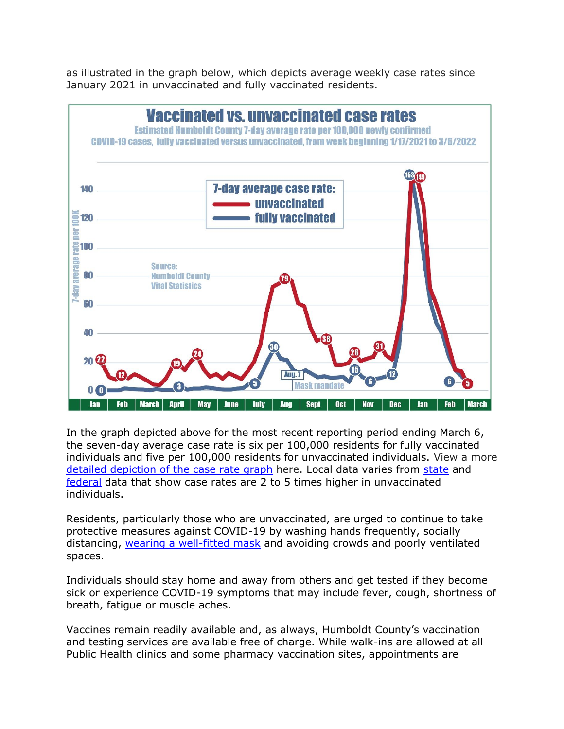as illustrated in the graph below, which depicts average weekly case rates since January 2021 in unvaccinated and fully vaccinated residents.

**Vaccinated vs. unvaccinated case rates**

Estimated Humboldt County 7-day average rate per 100,000 newly confirmed COVID-19 cases, fully vaccinated versus unvaccinated, from week beginning 1/17/2021 to 3/6/2022

Source: Humboldt County Vital Statistics

In the graph depicted above for the most recent reporting period ending March 6, the seven-day average case rate is six per 100,000 residents for fully vaccinated individuals and five per 100,000 residents for unvaccinated individuals. View a more detailed depiction of the case rate graph here. Local data varies from state and federal data that show case rates are 2 to 5 times higher in unvaccinated individuals.

Residents, particularly those who are unvaccinated, are urged to continue to take protective measures against COVID-19 by washing hands frequently, socially distancing, wearing a well-fitted mask and avoiding crowds and poorly ventilated spaces.

Individuals should stay home and away from others and get tested if they become sick or experience COVID-19 symptoms that may include fever, cough, shortness of breath, fatigue or muscle aches.

Vaccines remain readily available and, as always, Humboldt County's vaccination and testing services are available free of charge. While walk-ins are allowed at all Public Health clinics and some pharmacy vaccination sites, appointments are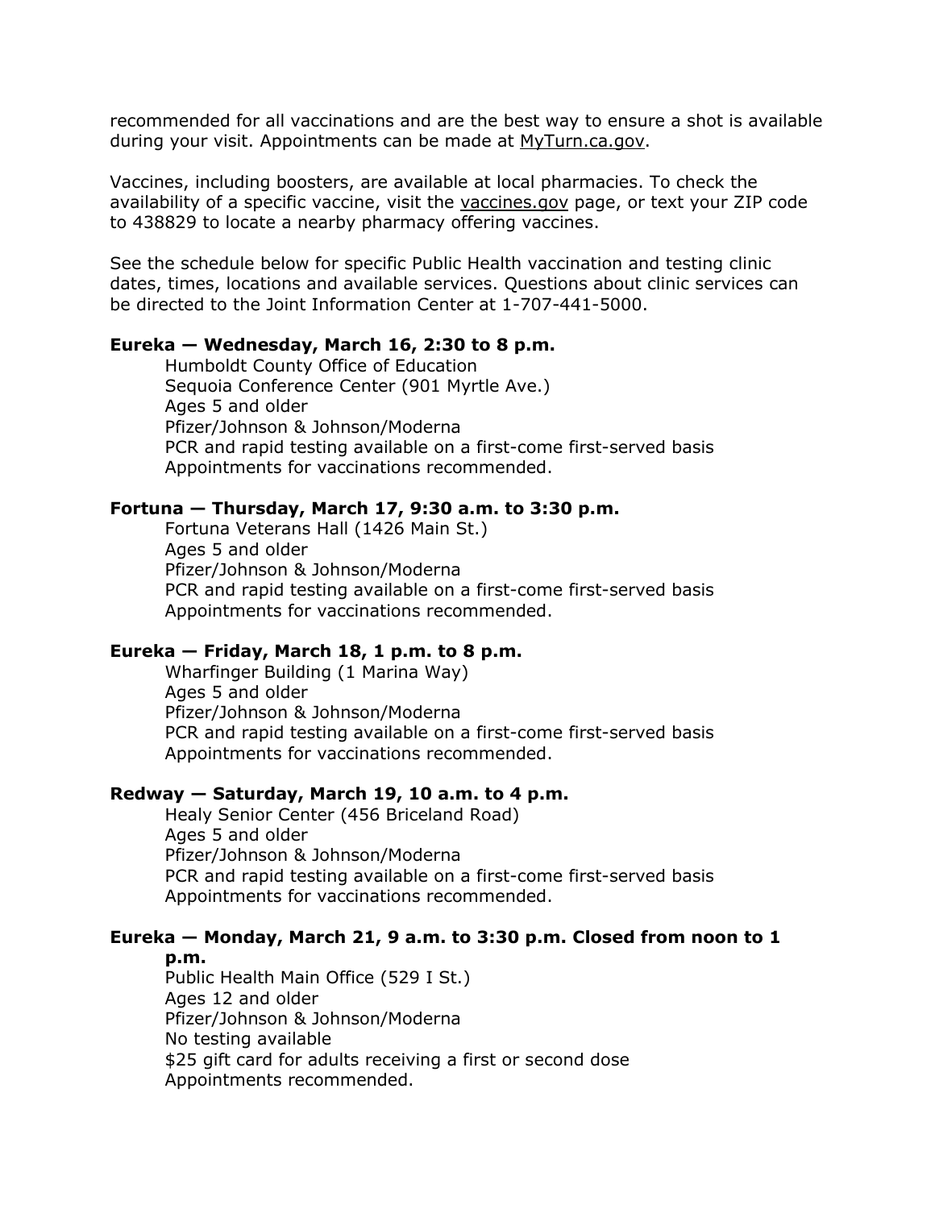recommended for all vaccinations and are the best way to ensure a shot is available during your visit. Appointments can be made at MyTurn.ca.gov.

Vaccines, including boosters, are available at local pharmacies. To check the availability of a specific vaccine, visit the vaccines.gov page, or text your ZIP code to 438829 to locate a nearby pharmacy offering vaccines.

See the schedule below for specific Public Health vaccination and testing clinic dates, times, locations and available services. Questions about clinic services can be directed to the Joint Information Center at 1-707-441-5000.

**Eureka — Wednesday, March 16, 2:30 to 8 p.m.**

Humboldt County Office of Education
Sequoia Conference Center (901 Myrtle Ave.)
Ages 5 and older
Pfizer/Johnson & Johnson/Moderna
PCR and rapid testing available on a first-come first-served basis
Appointments for vaccinations recommended.

**Fortuna — Thursday, March 17, 9:30 a.m. to 3:30 p.m.**

Fortuna Veterans Hall (1426 Main St.)
Ages 5 and older
Pfizer/Johnson & Johnson/Moderna
PCR and rapid testing available on a first-come first-served basis
Appointments for vaccinations recommended.

**Eureka — Friday, March 18, 1 p.m. to 8 p.m.**

Wharfinger Building (1 Marina Way)
Ages 5 and older
Pfizer/Johnson & Johnson/Moderna
PCR and rapid testing available on a first-come first-served basis
Appointments for vaccinations recommended.

**Redway — Saturday, March 19, 10 a.m. to 4 p.m.**

Healy Senior Center (456 Briceland Road)
Ages 5 and older
Pfizer/Johnson & Johnson/Moderna
PCR and rapid testing available on a first-come first-served basis
Appointments for vaccinations recommended.

**Eureka — Monday, March 21, 9 a.m. to 3:30 p.m. Closed from noon to 1 p.m.**

Public Health Main Office (529 I St.)
Ages 12 and older
Pfizer/Johnson & Johnson/Moderna
No testing available
$25 gift card for adults receiving a first or second dose
Appointments recommended.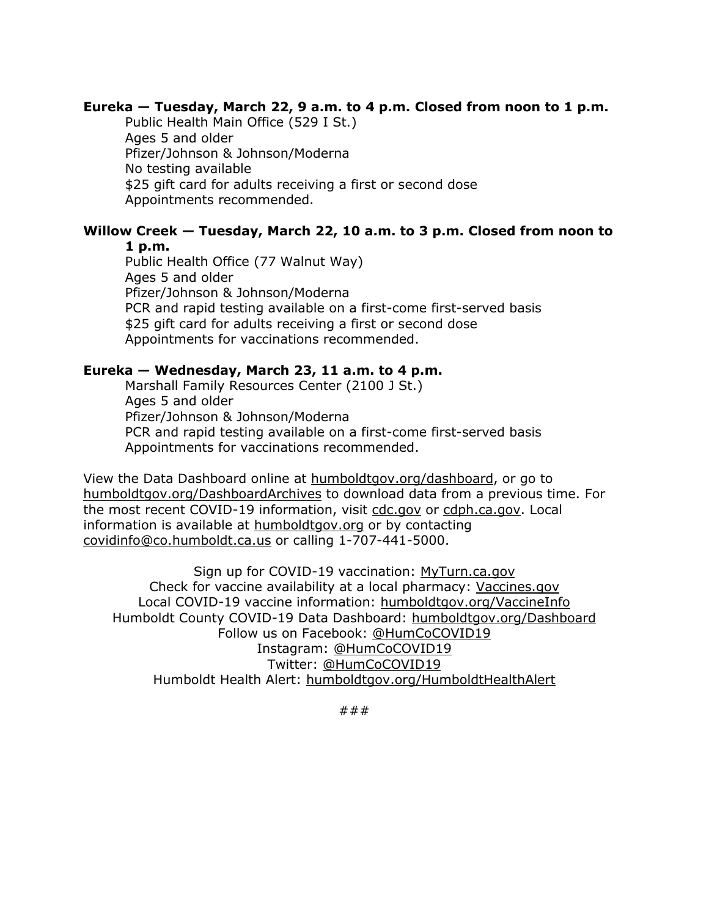**Eureka — Tuesday, March 22, 9 a.m. to 4 p.m. Closed from noon to 1 p.m.**

Public Health Main Office (529 I St.)
Ages 5 and older
Pfizer/Johnson & Johnson/Moderna
No testing available
$25 gift card for adults receiving a first or second dose
Appointments recommended.

**Willow Creek — Tuesday, March 22, 10 a.m. to 3 p.m. Closed from noon to 1 p.m.**

Public Health Office (77 Walnut Way)
Ages 5 and older
Pfizer/Johnson & Johnson/Moderna
PCR and rapid testing available on a first-come first-served basis
$25 gift card for adults receiving a first or second dose
Appointments for vaccinations recommended.

**Eureka — Wednesday, March 23, 11 a.m. to 4 p.m.**

Marshall Family Resources Center (2100 J St.)
Ages 5 and older
Pfizer/Johnson & Johnson/Moderna
PCR and rapid testing available on a first-come first-served basis
Appointments for vaccinations recommended.

View the Data Dashboard online at humboldtgov.org/dashboard, or go to humboldtgov.org/DashboardArchives to download data from a previous time. For the most recent COVID-19 information, visit cdc.gov or cdph.ca.gov. Local information is available at humboldtgov.org or by contacting covidinfo@co.humboldt.ca.us or calling 1-707-441-5000.

Sign up for COVID-19 vaccination: MyTurn.ca.gov
Check for vaccine availability at a local pharmacy: Vaccines.gov
Local COVID-19 vaccine information: humboldtgov.org/VaccineInfo
Humboldt County COVID-19 Data Dashboard: humboldtgov.org/Dashboard
Follow us on Facebook: @HumCoCOVID19
Instagram: @HumCoCOVID19
Twitter: @HumCoCOVID19
Humboldt Health Alert: humboldtgov.org/HumboldtHealthAlert

###